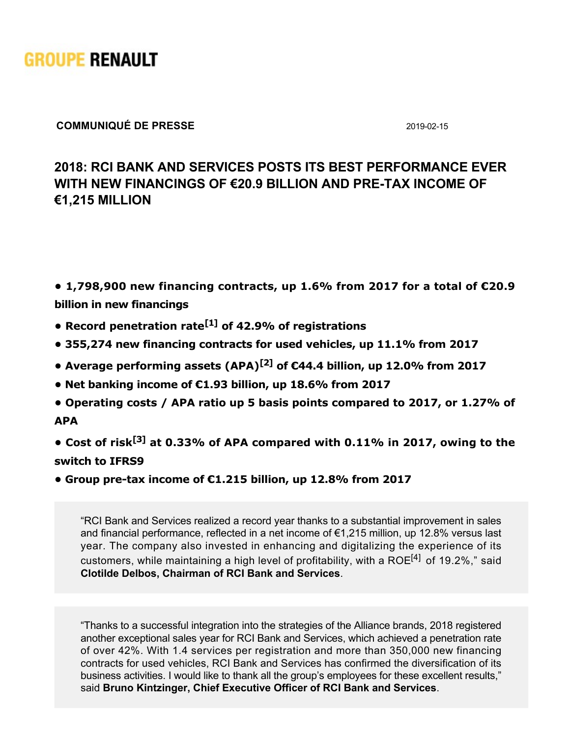GROUPE RENAULT

**COMMUNIQUÉ DE PRESSE** 2019-02-15

# 2018: RCI BANK AND SERVICES POSTS ITS BEST PERFORMANCE EVER WITH NEW FINANCINGS OF €20.9 BILLION AND PRE-TAX INCOME OF €1,215 MILLION

- **1,798,900 new financing contracts, up 1.6% from 2017 for a total of €20.9 billion in new financings**
- **Record penetration rate[1] of 42.9% of registrations**
- **355,274 new financing contracts for used vehicles, up 11.1% from 2017**
- **Average performing assets (APA)[2] of €44.4 billion, up 12.0% from 2017**
- **Net banking income of €1.93 billion, up 18.6% from 2017**
- **Operating costs / APA ratio up 5 basis points compared to 2017, or 1.27% of APA**
- **Cost of risk[3] at 0.33% of APA compared with 0.11% in 2017, owing to the switch to IFRS9**
- **Group pre-tax income of €1.215 billion, up 12.8% from 2017**

"RCI Bank and Services realized a record year thanks to a substantial improvement in sales and financial performance, reflected in a net income of €1,215 million, up 12.8% versus last year. The company also invested in enhancing and digitalizing the experience of its customers, while maintaining a high level of profitability, with a ROE[4] of 19.2%," said **Clotilde Delbos, Chairman of RCI Bank and Services**.

"Thanks to a successful integration into the strategies of the Alliance brands, 2018 registered another exceptional sales year for RCI Bank and Services, which achieved a penetration rate of over 42%. With 1.4 services per registration and more than 350,000 new financing contracts for used vehicles, RCI Bank and Services has confirmed the diversification of its business activities. I would like to thank all the group's employees for these excellent results," said **Bruno Kintzinger, Chief Executive Officer of RCI Bank and Services**.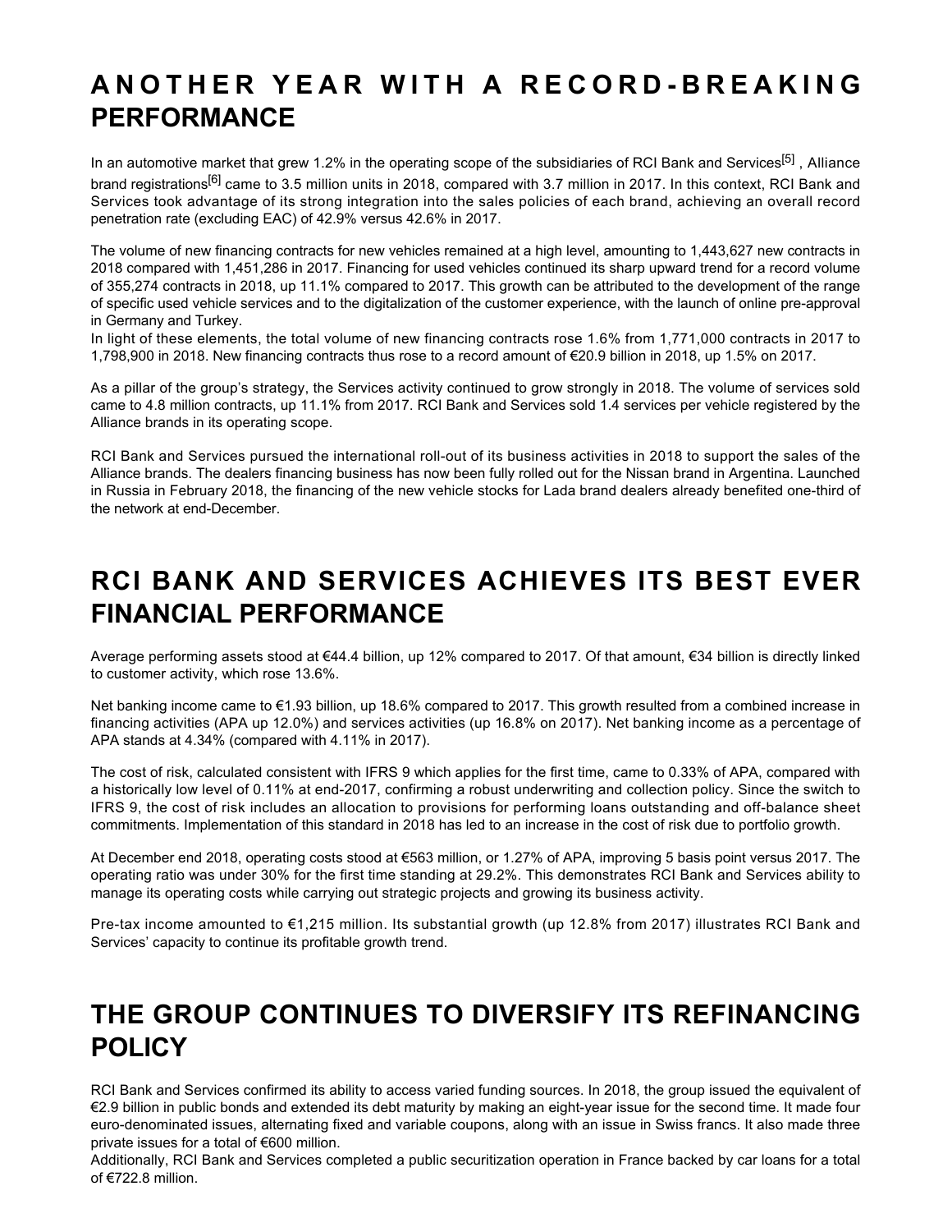# ANOTHER YEAR WITH A RECORD-BREAKING PERFORMANCE

In an automotive market that grew 1.2% in the operating scope of the subsidiaries of RCI Bank and Services[5] , Alliance brand registrations[6] came to 3.5 million units in 2018, compared with 3.7 million in 2017. In this context, RCI Bank and Services took advantage of its strong integration into the sales policies of each brand, achieving an overall record penetration rate (excluding EAC) of 42.9% versus 42.6% in 2017.

The volume of new financing contracts for new vehicles remained at a high level, amounting to 1,443,627 new contracts in 2018 compared with 1,451,286 in 2017. Financing for used vehicles continued its sharp upward trend for a record volume of 355,274 contracts in 2018, up 11.1% compared to 2017. This growth can be attributed to the development of the range of specific used vehicle services and to the digitalization of the customer experience, with the launch of online pre-approval in Germany and Turkey.
In light of these elements, the total volume of new financing contracts rose 1.6% from 1,771,000 contracts in 2017 to 1,798,900 in 2018. New financing contracts thus rose to a record amount of €20.9 billion in 2018, up 1.5% on 2017.

As a pillar of the group's strategy, the Services activity continued to grow strongly in 2018. The volume of services sold came to 4.8 million contracts, up 11.1% from 2017. RCI Bank and Services sold 1.4 services per vehicle registered by the Alliance brands in its operating scope.

RCI Bank and Services pursued the international roll-out of its business activities in 2018 to support the sales of the Alliance brands. The dealers financing business has now been fully rolled out for the Nissan brand in Argentina. Launched in Russia in February 2018, the financing of the new vehicle stocks for Lada brand dealers already benefited one-third of the network at end-December.

# RCI BANK AND SERVICES ACHIEVES ITS BEST EVER FINANCIAL PERFORMANCE

Average performing assets stood at €44.4 billion, up 12% compared to 2017. Of that amount, €34 billion is directly linked to customer activity, which rose 13.6%.

Net banking income came to €1.93 billion, up 18.6% compared to 2017. This growth resulted from a combined increase in financing activities (APA up 12.0%) and services activities (up 16.8% on 2017). Net banking income as a percentage of APA stands at 4.34% (compared with 4.11% in 2017).

The cost of risk, calculated consistent with IFRS 9 which applies for the first time, came to 0.33% of APA, compared with a historically low level of 0.11% at end-2017, confirming a robust underwriting and collection policy. Since the switch to IFRS 9, the cost of risk includes an allocation to provisions for performing loans outstanding and off-balance sheet commitments. Implementation of this standard in 2018 has led to an increase in the cost of risk due to portfolio growth.

At December end 2018, operating costs stood at €563 million, or 1.27% of APA, improving 5 basis point versus 2017. The operating ratio was under 30% for the first time standing at 29.2%. This demonstrates RCI Bank and Services ability to manage its operating costs while carrying out strategic projects and growing its business activity.

Pre-tax income amounted to €1,215 million. Its substantial growth (up 12.8% from 2017) illustrates RCI Bank and Services' capacity to continue its profitable growth trend.

# THE GROUP CONTINUES TO DIVERSIFY ITS REFINANCING POLICY

RCI Bank and Services confirmed its ability to access varied funding sources. In 2018, the group issued the equivalent of €2.9 billion in public bonds and extended its debt maturity by making an eight-year issue for the second time. It made four euro-denominated issues, alternating fixed and variable coupons, along with an issue in Swiss francs. It also made three private issues for a total of €600 million.
Additionally, RCI Bank and Services completed a public securitization operation in France backed by car loans for a total of €722.8 million.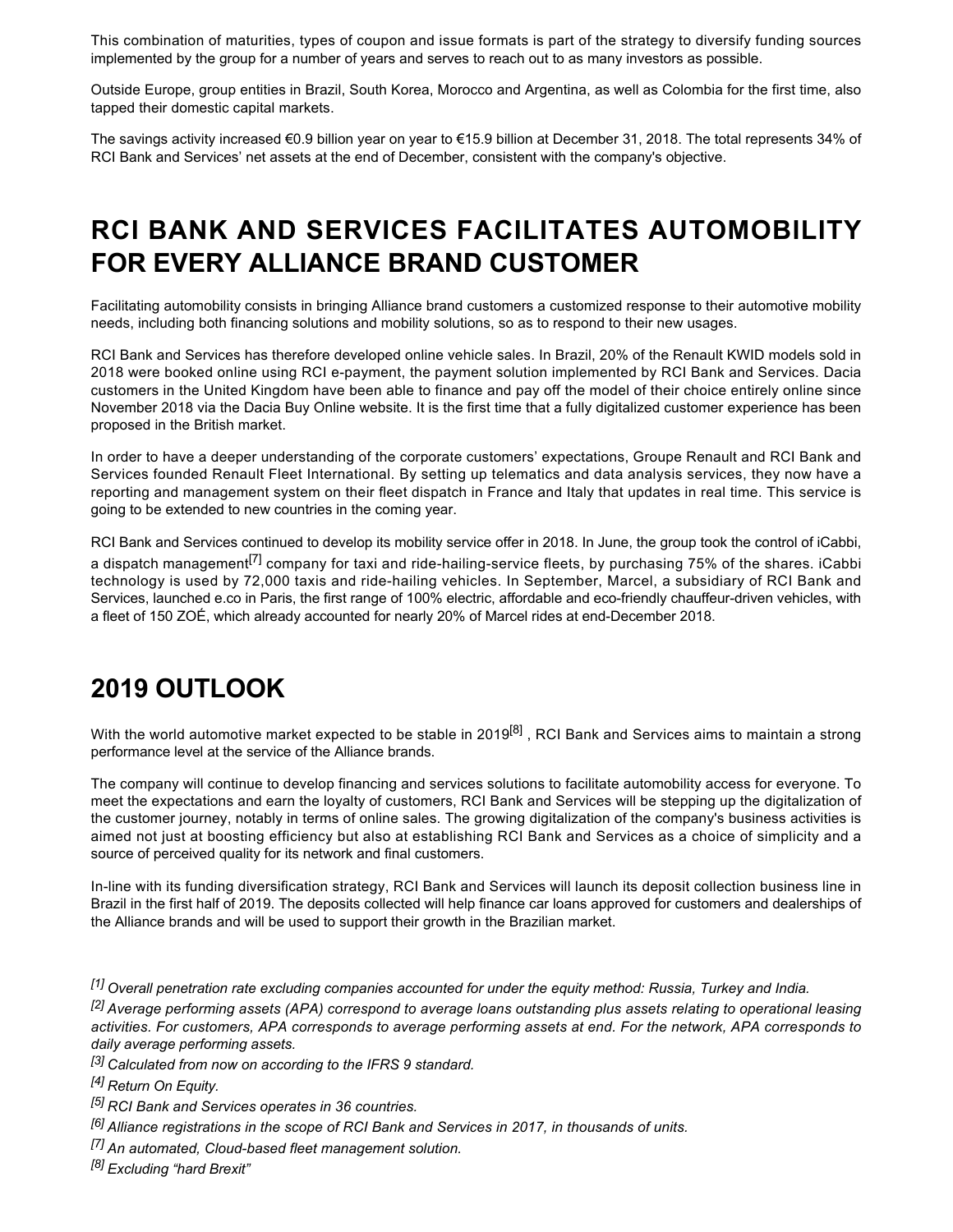This combination of maturities, types of coupon and issue formats is part of the strategy to diversify funding sources implemented by the group for a number of years and serves to reach out to as many investors as possible.

Outside Europe, group entities in Brazil, South Korea, Morocco and Argentina, as well as Colombia for the first time, also tapped their domestic capital markets.

The savings activity increased €0.9 billion year on year to €15.9 billion at December 31, 2018. The total represents 34% of RCI Bank and Services' net assets at the end of December, consistent with the company's objective.

# RCI BANK AND SERVICES FACILITATES AUTOMOBILITY FOR EVERY ALLIANCE BRAND CUSTOMER

Facilitating automobility consists in bringing Alliance brand customers a customized response to their automotive mobility needs, including both financing solutions and mobility solutions, so as to respond to their new usages.

RCI Bank and Services has therefore developed online vehicle sales. In Brazil, 20% of the Renault KWID models sold in 2018 were booked online using RCI e-payment, the payment solution implemented by RCI Bank and Services. Dacia customers in the United Kingdom have been able to finance and pay off the model of their choice entirely online since November 2018 via the Dacia Buy Online website. It is the first time that a fully digitalized customer experience has been proposed in the British market.

In order to have a deeper understanding of the corporate customers' expectations, Groupe Renault and RCI Bank and Services founded Renault Fleet International. By setting up telematics and data analysis services, they now have a reporting and management system on their fleet dispatch in France and Italy that updates in real time. This service is going to be extended to new countries in the coming year.

RCI Bank and Services continued to develop its mobility service offer in 2018. In June, the group took the control of iCabbi, a dispatch management[7] company for taxi and ride-hailing-service fleets, by purchasing 75% of the shares. iCabbi technology is used by 72,000 taxis and ride-hailing vehicles. In September, Marcel, a subsidiary of RCI Bank and Services, launched e.co in Paris, the first range of 100% electric, affordable and eco-friendly chauffeur-driven vehicles, with a fleet of 150 ZOÉ, which already accounted for nearly 20% of Marcel rides at end-December 2018.

# 2019 OUTLOOK

With the world automotive market expected to be stable in 2019[8] , RCI Bank and Services aims to maintain a strong performance level at the service of the Alliance brands.

The company will continue to develop financing and services solutions to facilitate automobility access for everyone. To meet the expectations and earn the loyalty of customers, RCI Bank and Services will be stepping up the digitalization of the customer journey, notably in terms of online sales. The growing digitalization of the company's business activities is aimed not just at boosting efficiency but also at establishing RCI Bank and Services as a choice of simplicity and a source of perceived quality for its network and final customers.

In-line with its funding diversification strategy, RCI Bank and Services will launch its deposit collection business line in Brazil in the first half of 2019. The deposits collected will help finance car loans approved for customers and dealerships of the Alliance brands and will be used to support their growth in the Brazilian market.

[1] *Overall penetration rate excluding companies accounted for under the equity method: Russia, Turkey and India.*

[2] *Average performing assets (APA) correspond to average loans outstanding plus assets relating to operational leasing activities. For customers, APA corresponds to average performing assets at end. For the network, APA corresponds to daily average performing assets.*

[3] *Calculated from now on according to the IFRS 9 standard.*

[4] *Return On Equity.*

[5] *RCI Bank and Services operates in 36 countries.*

[6] *Alliance registrations in the scope of RCI Bank and Services in 2017, in thousands of units.*

[7] *An automated, Cloud-based fleet management solution.*

[8] *Excluding "hard Brexit"*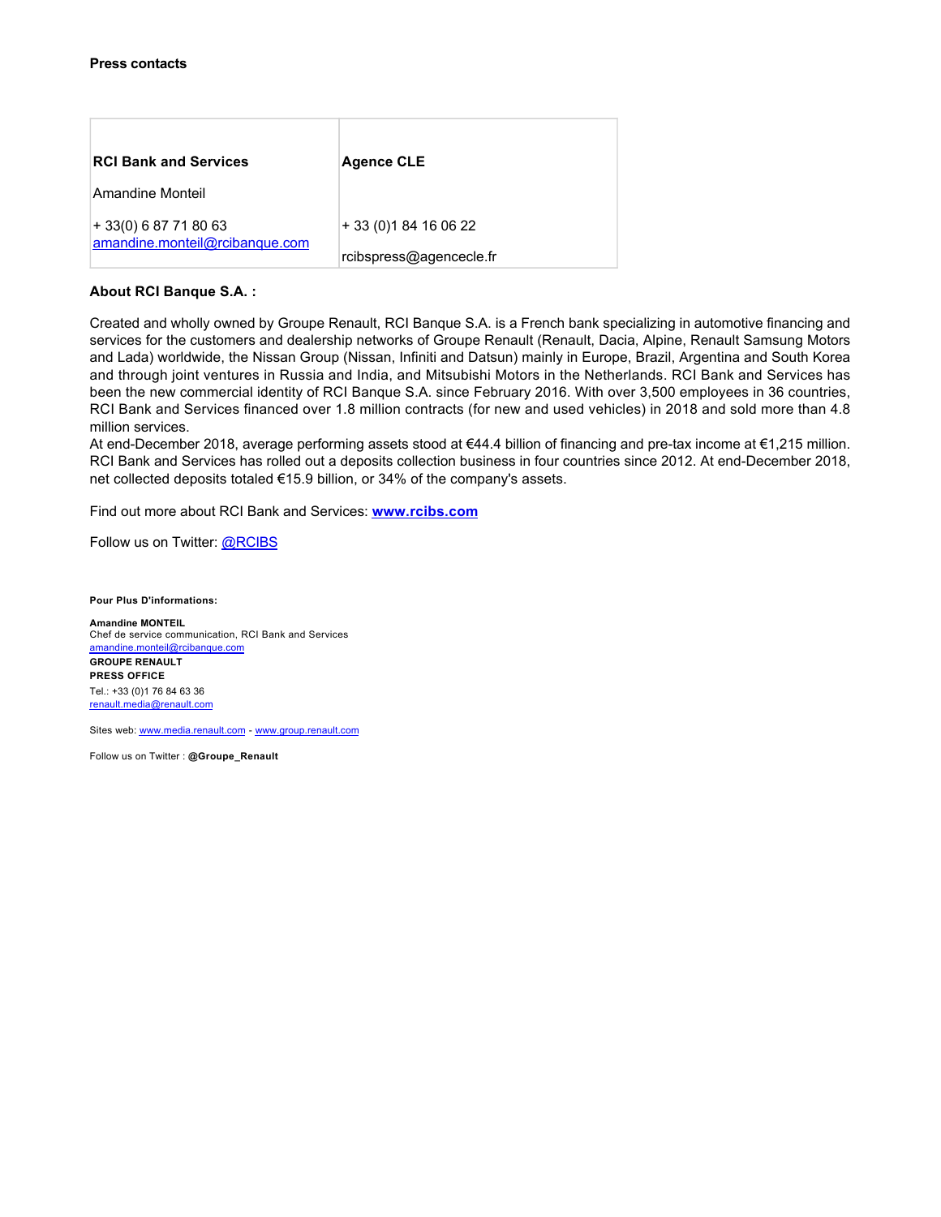**Press contacts**

| **RCI Bank and Services** | **Agence CLE** |
| --- | --- |
| Amandine Monteil | |
| + 33(0) 6 87 71 80 63<br>amandine.monteil@rcibanque.com | + 33 (0)1 84 16 06 22<br>rcibspress@agencecle.fr |

**About RCI Banque S.A. :**

Created and wholly owned by Groupe Renault, RCI Banque S.A. is a French bank specializing in automotive financing and services for the customers and dealership networks of Groupe Renault (Renault, Dacia, Alpine, Renault Samsung Motors and Lada) worldwide, the Nissan Group (Nissan, Infiniti and Datsun) mainly in Europe, Brazil, Argentina and South Korea and through joint ventures in Russia and India, and Mitsubishi Motors in the Netherlands. RCI Bank and Services has been the new commercial identity of RCI Banque S.A. since February 2016. With over 3,500 employees in 36 countries, RCI Bank and Services financed over 1.8 million contracts (for new and used vehicles) in 2018 and sold more than 4.8 million services.
At end-December 2018, average performing assets stood at €44.4 billion of financing and pre-tax income at €1,215 million. RCI Bank and Services has rolled out a deposits collection business in four countries since 2012. At end-December 2018, net collected deposits totaled €15.9 billion, or 34% of the company's assets.

Find out more about RCI Bank and Services: **www.rcibs.com**

Follow us on Twitter: @RCIBS

**Pour Plus D'informations:**

**Amandine MONTEIL**
Chef de service communication, RCI Bank and Services
amandine.monteil@rcibanque.com
**GROUPE RENAULT**
**PRESS OFFICE**
Tel.: +33 (0)1 76 84 63 36
renault.media@renault.com

Sites web: www.media.renault.com - www.group.renault.com

Follow us on Twitter : **@Groupe_Renault**